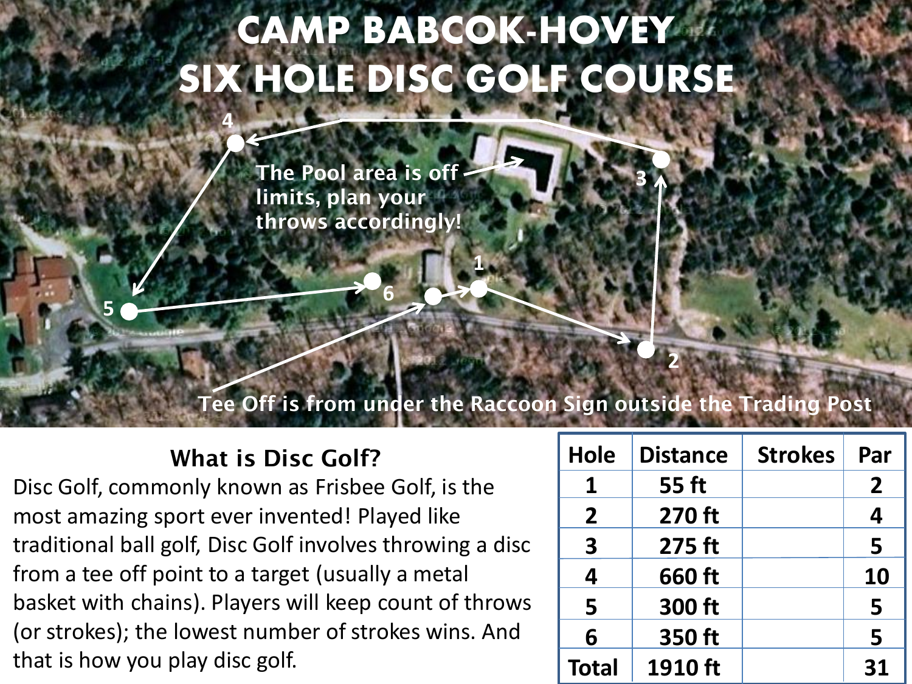# CAMP BABCOK-HOVEY
# SIX HOLE DISC GOLF COURSE

The Pool area is off limits, plan your throws accordingly!

Tee Off is from under the Raccoon Sign outside the Trading Post

## What is Disc Golf?

Disc Golf, commonly known as Frisbee Golf, is the most amazing sport ever invented! Played like traditional ball golf, Disc Golf involves throwing a disc from a tee off point to a target (usually a metal basket with chains). Players will keep count of throws (or strokes); the lowest number of strokes wins. And that is how you play disc golf.

| Hole | Distance | Strokes | Par |
|---|---|---|---|
| 1 | 55 ft | | 2 |
| 2 | 270 ft | | 4 |
| 3 | 275 ft | | 5 |
| 4 | 660 ft | | 10 |
| 5 | 300 ft | | 5 |
| 6 | 350 ft | | 5 |
| Total | 1910 ft | | 31 |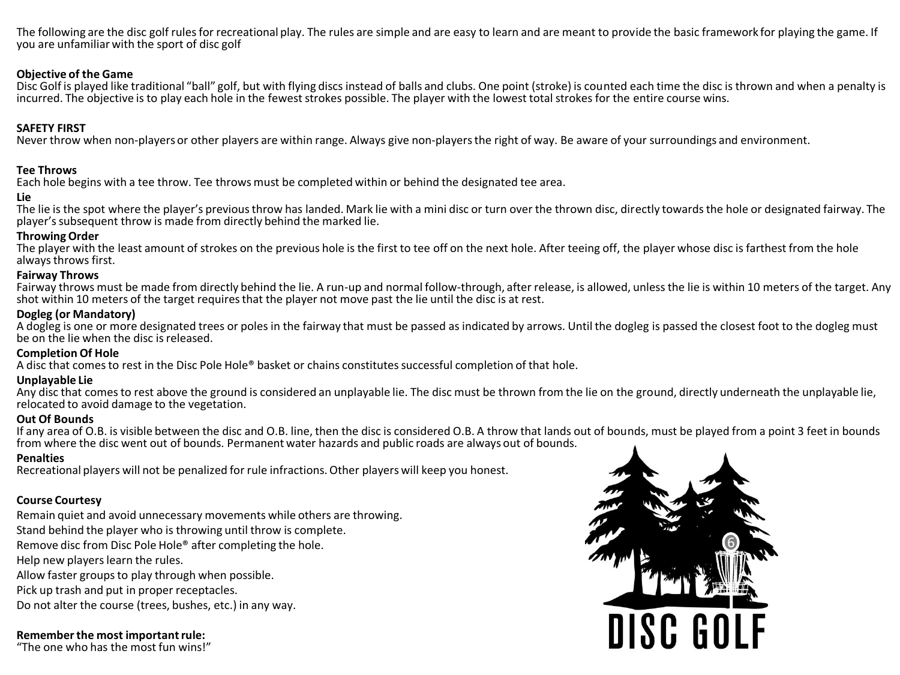The following are the disc golf rules for recreational play. The rules are simple and are easy to learn and are meant to provide the basic framework for playing the game. If you are unfamiliar with the sport of disc golf

**Objective of the Game**

Disc Golf is played like traditional "ball" golf, but with flying discs instead of balls and clubs. One point (stroke) is counted each time the disc is thrown and when a penalty is incurred. The objective is to play each hole in the fewest strokes possible. The player with the lowest total strokes for the entire course wins.

**SAFETY FIRST**

Never throw when non-players or other players are within range. Always give non-players the right of way. Be aware of your surroundings and environment.

**Tee Throws**

Each hole begins with a tee throw. Tee throws must be completed within or behind the designated tee area.

**Lie**

The lie is the spot where the player's previous throw has landed. Mark lie with a mini disc or turn over the thrown disc, directly towards the hole or designated fairway. The player's subsequent throw is made from directly behind the marked lie.

**Throwing Order**

The player with the least amount of strokes on the previous hole is the first to tee off on the next hole. After teeing off, the player whose disc is farthest from the hole always throws first.

**Fairway Throws**

Fairway throws must be made from directly behind the lie. A run-up and normal follow-through, after release, is allowed, unless the lie is within 10 meters of the target. Any shot within 10 meters of the target requires that the player not move past the lie until the disc is at rest.

**Dogleg (or Mandatory)**

A dogleg is one or more designated trees or poles in the fairway that must be passed as indicated by arrows. Until the dogleg is passed the closest foot to the dogleg must be on the lie when the disc is released.

**Completion Of Hole**

A disc that comes to rest in the Disc Pole Hole® basket or chains constitutes successful completion of that hole.

**Unplayable Lie**

Any disc that comes to rest above the ground is considered an unplayable lie. The disc must be thrown from the lie on the ground, directly underneath the unplayable lie, relocated to avoid damage to the vegetation.

**Out Of Bounds**

If any area of O.B. is visible between the disc and O.B. line, then the disc is considered O.B. A throw that lands out of bounds, must be played from a point 3 feet in bounds from where the disc went out of bounds. Permanent water hazards and public roads are always out of bounds.

**Penalties**

Recreational players will not be penalized for rule infractions. Other players will keep you honest.

**Course Courtesy**

Remain quiet and avoid unnecessary movements while others are throwing.

Stand behind the player who is throwing until throw is complete.

Remove disc from Disc Pole Hole® after completing the hole.

Help new players learn the rules.

Allow faster groups to play through when possible.

Pick up trash and put in proper receptacles.

Do not alter the course (trees, bushes, etc.) in any way.

**Remember the most important rule:**

"The one who has the most fun wins!"

DISC GOLF